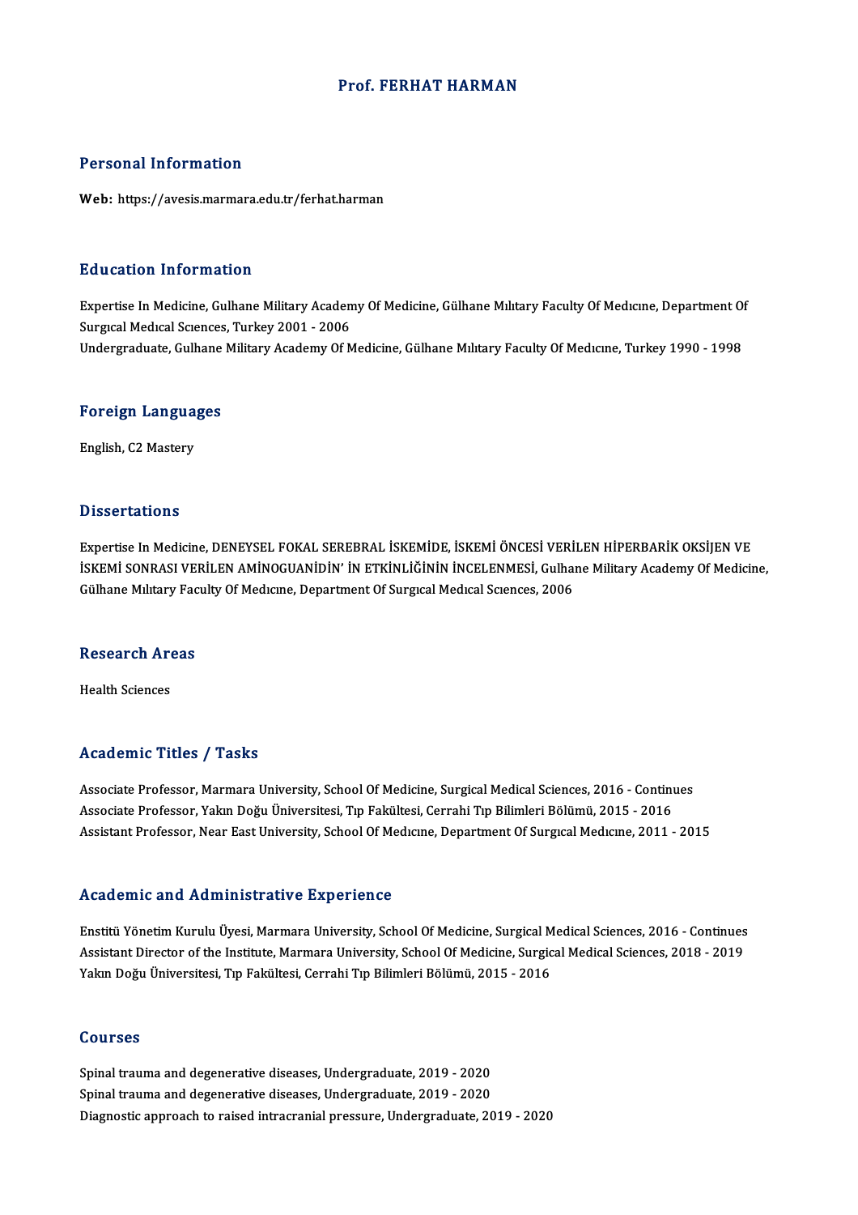# Prof. FERHAT HARMAN

## Personal Information

**Web:** https://avesis.marmara.edu.tr/ferhat.harman

## Education Information

Expertise In Medicine, Gulhane Military Academy Of Medicine, Gülhane Mılıtary Faculty Of Medıcıne, Department Of Surgıcal Medıcal Scıences, Turkey 2001 - 2006

Undergraduate, Gulhane Military Academy Of Medicine, Gülhane Mılıtary Faculty Of Medıcıne, Turkey 1990 - 1998

## Foreign Languages

English, C2 Mastery

## Dissertations

Expertise In Medicine, DENEYSEL FOKAL SEREBRAL İSKEMİDE, İSKEMİ ÖNCESİ VERİLEN HİPERBARİK OKSİJEN VE İSKEMİ SONRASI VERİLEN AMİNOGUANİDİN' İN ETKİNLİĞİNİN İNCELENMESİ, Gulhane Military Academy Of Medicine, Gülhane Mılıtary Faculty Of Medıcıne, Department Of Surgıcal Medıcal Scıences, 2006

## Research Areas

Health Sciences

## Academic Titles / Tasks

Associate Professor, Marmara University, School Of Medicine, Surgical Medical Sciences, 2016 - Continues

Associate Professor, Yakın Doğu Üniversitesi, Tıp Fakültesi, Cerrahi Tıp Bilimleri Bölümü, 2015 - 2016

Assistant Professor, Near East University, School Of Medıcıne, Department Of Surgıcal Medıcıne, 2011 - 2015

## Academic and Administrative Experience

Enstitü Yönetim Kurulu Üyesi, Marmara University, School Of Medicine, Surgical Medical Sciences, 2016 - Continues

Assistant Director of the Institute, Marmara University, School Of Medicine, Surgical Medical Sciences, 2018 - 2019

Yakın Doğu Üniversitesi, Tıp Fakültesi, Cerrahi Tıp Bilimleri Bölümü, 2015 - 2016

## Courses

Spinal trauma and degenerative diseases, Undergraduate, 2019 - 2020

Spinal trauma and degenerative diseases, Undergraduate, 2019 - 2020

Diagnostic approach to raised intracranial pressure, Undergraduate, 2019 - 2020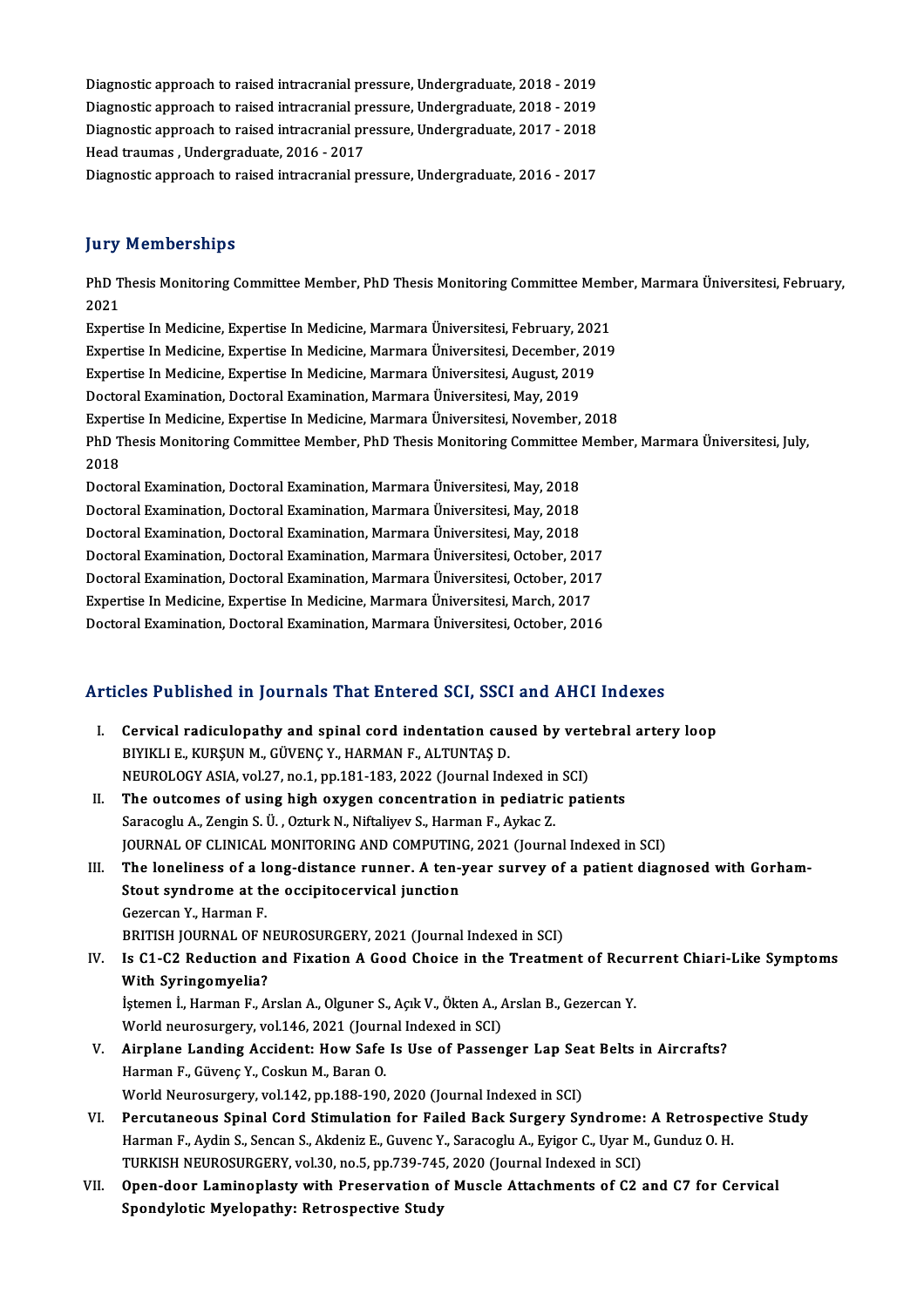Diagnostic approach to raised intracranial pressure, Undergraduate, 2018 - 2019
Diagnostic approach to raised intracranial pressure, Undergraduate, 2018 - 2019
Diagnostic approach to raised intracranial pressure, Undergraduate, 2017 - 2018
Head traumas , Undergraduate, 2016 - 2017
Diagnostic approach to raised intracranial pressure, Undergraduate, 2016 - 2017

## Jury Memberships

PhD Thesis Monitoring Committee Member, PhD Thesis Monitoring Committee Member, Marmara Üniversitesi, February, 2021
Expertise In Medicine, Expertise In Medicine, Marmara Üniversitesi, February, 2021
Expertise In Medicine, Expertise In Medicine, Marmara Üniversitesi, December, 2019
Expertise In Medicine, Expertise In Medicine, Marmara Üniversitesi, August, 2019
Doctoral Examination, Doctoral Examination, Marmara Üniversitesi, May, 2019
Expertise In Medicine, Expertise In Medicine, Marmara Üniversitesi, November, 2018
PhD Thesis Monitoring Committee Member, PhD Thesis Monitoring Committee Member, Marmara Üniversitesi, July, 2018
Doctoral Examination, Doctoral Examination, Marmara Üniversitesi, May, 2018
Doctoral Examination, Doctoral Examination, Marmara Üniversitesi, May, 2018
Doctoral Examination, Doctoral Examination, Marmara Üniversitesi, May, 2018
Doctoral Examination, Doctoral Examination, Marmara Üniversitesi, October, 2017
Doctoral Examination, Doctoral Examination, Marmara Üniversitesi, October, 2017
Expertise In Medicine, Expertise In Medicine, Marmara Üniversitesi, March, 2017
Doctoral Examination, Doctoral Examination, Marmara Üniversitesi, October, 2016

## Articles Published in Journals That Entered SCI, SSCI and AHCI Indexes

I. **Cervical radiculopathy and spinal cord indentation caused by vertebral artery loop**
BIYIKLI E., KURŞUN M., GÜVENÇ Y., HARMAN F., ALTUNTAŞ D.
NEUROLOGY ASIA, vol.27, no.1, pp.181-183, 2022 (Journal Indexed in SCI)

II. **The outcomes of using high oxygen concentration in pediatric patients**
Saracoglu A., Zengin S. Ü. , Ozturk N., Niftaliyev S., Harman F., Aykac Z.
JOURNAL OF CLINICAL MONITORING AND COMPUTING, 2021 (Journal Indexed in SCI)

III. **The loneliness of a long-distance runner. A ten-year survey of a patient diagnosed with Gorham-Stout syndrome at the occipitocervical junction**
Gezercan Y., Harman F.
BRITISH JOURNAL OF NEUROSURGERY, 2021 (Journal Indexed in SCI)

IV. **Is C1-C2 Reduction and Fixation A Good Choice in the Treatment of Recurrent Chiari-Like Symptoms With Syringomyelia?**
İştemen İ., Harman F., Arslan A., Olguner S., Açık V., Ökten A., Arslan B., Gezercan Y.
World neurosurgery, vol.146, 2021 (Journal Indexed in SCI)

V. **Airplane Landing Accident: How Safe Is Use of Passenger Lap Seat Belts in Aircrafts?**
Harman F., Güvenç Y., Coskun M., Baran O.
World Neurosurgery, vol.142, pp.188-190, 2020 (Journal Indexed in SCI)

VI. **Percutaneous Spinal Cord Stimulation for Failed Back Surgery Syndrome: A Retrospective Study**
Harman F., Aydin S., Sencan S., Akdeniz E., Guvenc Y., Saracoglu A., Eyigor C., Uyar M., Gunduz O. H.
TURKISH NEUROSURGERY, vol.30, no.5, pp.739-745, 2020 (Journal Indexed in SCI)

VII. **Open-door Laminoplasty with Preservation of Muscle Attachments of C2 and C7 for Cervical Spondylotic Myelopathy: Retrospective Study**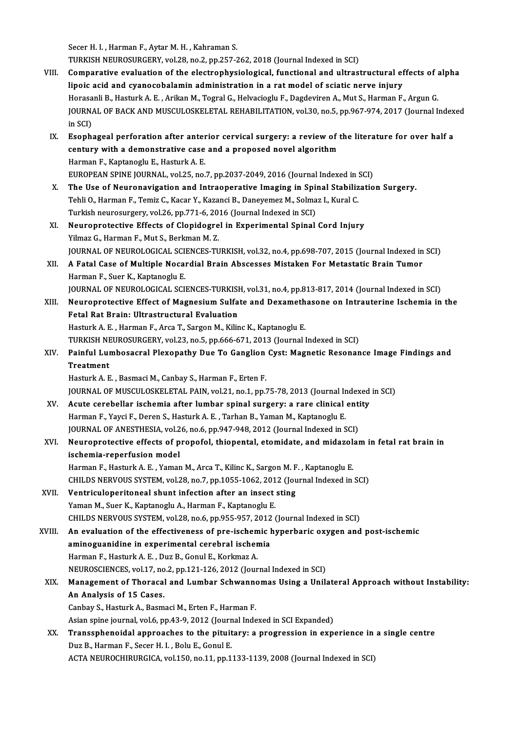Secer H. I. , Harman F., Aytar M. H. , Kahraman S.
TURKISH NEUROSURGERY, vol.28, no.2, pp.257-262, 2018 (Journal Indexed in SCI)

VIII. **Comparative evaluation of the electrophysiological, functional and ultrastructural effects of alpha lipoic acid and cyanocobalamin administration in a rat model of sciatic nerve injury**
Horasanli B., Hasturk A. E. , Arikan M., Togral G., Helvacioglu F., Dagdeviren A., Mut S., Harman F., Argun G.
JOURNAL OF BACK AND MUSCULOSKELETAL REHABILITATION, vol.30, no.5, pp.967-974, 2017 (Journal Indexed in SCI)

IX. **Esophageal perforation after anterior cervical surgery: a review of the literature for over half a century with a demonstrative case and a proposed novel algorithm**
Harman F., Kaptanoglu E., Hasturk A. E.
EUROPEAN SPINE JOURNAL, vol.25, no.7, pp.2037-2049, 2016 (Journal Indexed in SCI)

X. **The Use of Neuronavigation and Intraoperative Imaging in Spinal Stabilization Surgery.**
Tehli O., Harman F., Temiz C., Kacar Y., Kazanci B., Daneyemez M., Solmaz I., Kural C.
Turkish neurosurgery, vol.26, pp.771-6, 2016 (Journal Indexed in SCI)

XI. **Neuroprotective Effects of Clopidogrel in Experimental Spinal Cord Injury**
Yilmaz G., Harman F., Mut S., Berkman M. Z.
JOURNAL OF NEUROLOGICAL SCIENCES-TURKISH, vol.32, no.4, pp.698-707, 2015 (Journal Indexed in SCI)

XII. **A Fatal Case of Multiple Nocardial Brain Abscesses Mistaken For Metastatic Brain Tumor**
Harman F., Suer K., Kaptanoglu E.
JOURNAL OF NEUROLOGICAL SCIENCES-TURKISH, vol.31, no.4, pp.813-817, 2014 (Journal Indexed in SCI)

XIII. **Neuroprotective Effect of Magnesium Sulfate and Dexamethasone on Intrauterine Ischemia in the Fetal Rat Brain: Ultrastructural Evaluation**
Hasturk A. E. , Harman F., Arca T., Sargon M., Kilinc K., Kaptanoglu E.
TURKISH NEUROSURGERY, vol.23, no.5, pp.666-671, 2013 (Journal Indexed in SCI)

XIV. **Painful Lumbosacral Plexopathy Due To Ganglion Cyst: Magnetic Resonance Image Findings and Treatment**
Hasturk A. E. , Basmaci M., Canbay S., Harman F., Erten F.
JOURNAL OF MUSCULOSKELETAL PAIN, vol.21, no.1, pp.75-78, 2013 (Journal Indexed in SCI)

XV. **Acute cerebellar ischemia after lumbar spinal surgery: a rare clinical entity**
Harman F., Yayci F., Deren S., Hasturk A. E. , Tarhan B., Yaman M., Kaptanoglu E.
JOURNAL OF ANESTHESIA, vol.26, no.6, pp.947-948, 2012 (Journal Indexed in SCI)

XVI. **Neuroprotective effects of propofol, thiopental, etomidate, and midazolam in fetal rat brain in ischemia-reperfusion model**
Harman F., Hasturk A. E. , Yaman M., Arca T., Kilinc K., Sargon M. F. , Kaptanoglu E.
CHILDS NERVOUS SYSTEM, vol.28, no.7, pp.1055-1062, 2012 (Journal Indexed in SCI)

XVII. **Ventriculoperitoneal shunt infection after an insect sting**
Yaman M., Suer K., Kaptanoglu A., Harman F., Kaptanoglu E.
CHILDS NERVOUS SYSTEM, vol.28, no.6, pp.955-957, 2012 (Journal Indexed in SCI)

XVIII. **An evaluation of the effectiveness of pre-ischemic hyperbaric oxygen and post-ischemic aminoguanidine in experimental cerebral ischemia**
Harman F., Hasturk A. E. , Duz B., Gonul E., Korkmaz A.
NEUROSCIENCES, vol.17, no.2, pp.121-126, 2012 (Journal Indexed in SCI)

XIX. **Management of Thoracal and Lumbar Schwannomas Using a Unilateral Approach without Instability: An Analysis of 15 Cases.**
Canbay S., Hasturk A., Basmaci M., Erten F., Harman F.
Asian spine journal, vol.6, pp.43-9, 2012 (Journal Indexed in SCI Expanded)

XX. **Transsphenoidal approaches to the pituitary: a progression in experience in a single centre**
Duz B., Harman F., Secer H. I. , Bolu E., Gonul E.
ACTA NEUROCHIRURGICA, vol.150, no.11, pp.1133-1139, 2008 (Journal Indexed in SCI)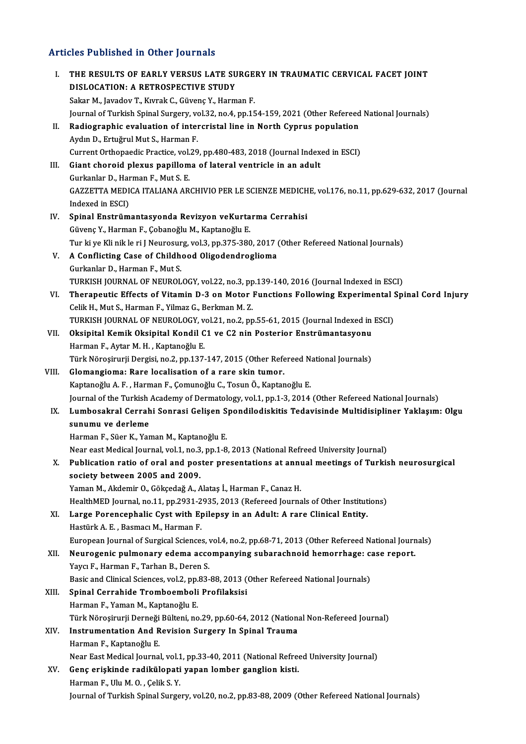## Articles Published in Other Journals

I. **THE RESULTS OF EARLY VERSUS LATE SURGERY IN TRAUMATIC CERVICAL FACET JOINT DISLOCATION: A RETROSPECTIVE STUDY**
Sakar M., Javadov T., Kıvrak C., Güvenç Y., Harman F.
Journal of Turkish Spinal Surgery, vol.32, no.4, pp.154-159, 2021 (Other Refereed National Journals)

II. **Radiographic evaluation of intercristal line in North Cyprus population**
Aydın D., Ertuğrul Mut S., Harman F.
Current Orthopaedic Practice, vol.29, pp.480-483, 2018 (Journal Indexed in ESCI)

III. **Giant choroid plexus papilloma of lateral ventricle in an adult**
Gurkanlar D., Harman F., Mut S. E.
GAZZETTA MEDICA ITALIANA ARCHIVIO PER LE SCIENZE MEDICHE, vol.176, no.11, pp.629-632, 2017 (Journal Indexed in ESCI)

IV. **Spinal Enstrümantasyonda Revizyon veKurtarma Cerrahisi**
Güvenç Y., Harman F., Çobanoğlu M., Kaptanoğlu E.
Tur ki ye Kli nik le ri J Neurosurg, vol.3, pp.375-380, 2017 (Other Refereed National Journals)

V. **A Conflicting Case of Childhood Oligodendroglioma**
Gurkanlar D., Harman F., Mut S.
TURKISH JOURNAL OF NEUROLOGY, vol.22, no.3, pp.139-140, 2016 (Journal Indexed in ESCI)

VI. **Therapeutic Effects of Vitamin D-3 on Motor Functions Following Experimental Spinal Cord Injury**
Celik H., Mut S., Harman F., Yilmaz G., Berkman M. Z.
TURKISH JOURNAL OF NEUROLOGY, vol.21, no.2, pp.55-61, 2015 (Journal Indexed in ESCI)

VII. **Oksipital Kemik Oksipital Kondil C1 ve C2 nin Posterior Enstrümantasyonu**
Harman F., Aytar M. H. , Kaptanoğlu E.
Türk Nöroşirurji Dergisi, no.2, pp.137-147, 2015 (Other Refereed National Journals)

VIII. **Glomangioma: Rare localisation of a rare skin tumor.**
Kaptanoğlu A. F. , Harman F., Çomunoğlu C., Tosun Ö., Kaptanoğlu E.
Journal of the Turkish Academy of Dermatology, vol.1, pp.1-3, 2014 (Other Refereed National Journals)

IX. **Lumbosakral Cerrahi Sonrasi Gelişen Spondilodiskitis Tedavisinde Multidisipliner Yaklaşım: Olgu sunumu ve derleme**
Harman F., Süer K., Yaman M., Kaptanoğlu E.
Near east Medical Journal, vol.1, no.3, pp.1-8, 2013 (National Refreed University Journal)

X. **Publication ratio of oral and poster presentations at annual meetings of Turkish neurosurgical society between 2005 and 2009.**
Yaman M., Akdemir O., Gökçedağ A., Alataş İ., Harman F., Canaz H.
HealthMED Journal, no.11, pp.2931-2935, 2013 (Refereed Journals of Other Institutions)

XI. **Large Porencephalic Cyst with Epilepsy in an Adult: A rare Clinical Entity.**
Hastürk A. E. , Basmacı M., Harman F.
European Journal of Surgical Sciences, vol.4, no.2, pp.68-71, 2013 (Other Refereed National Journals)

XII. **Neurogenic pulmonary edema accompanying subarachnoid hemorrhage: case report.**
Yaycı F., Harman F., Tarhan B., Deren S.
Basic and Clinical Sciences, vol.2, pp.83-88, 2013 (Other Refereed National Journals)

XIII. **Spinal Cerrahide Tromboemboli Profilaksisi**
Harman F., Yaman M., Kaptanoğlu E.
Türk Nöroşirurji Derneği Bülteni, no.29, pp.60-64, 2012 (National Non-Refereed Journal)

XIV. **Instrumentation And Revision Surgery In Spinal Trauma**
Harman F., Kaptanoğlu E.
Near East Medical Journal, vol.1, pp.33-40, 2011 (National Refreed University Journal)

XV. **Genç erişkinde radikülopati yapan lomber ganglion kisti.**
Harman F., Ulu M. O. , Çelik S. Y.
Journal of Turkish Spinal Surgery, vol.20, no.2, pp.83-88, 2009 (Other Refereed National Journals)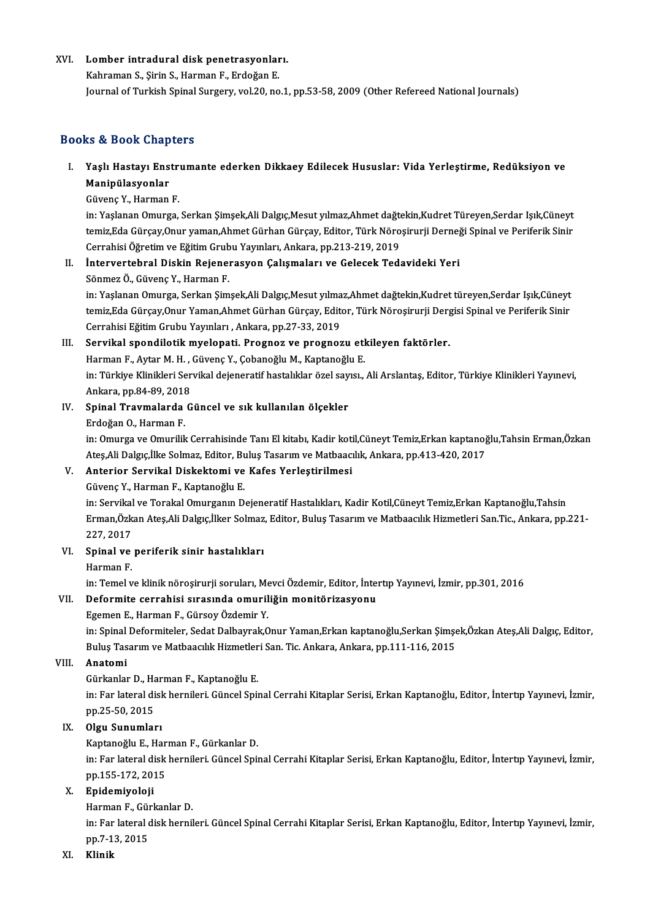XVI. **Lomber intradural disk penetrasyonları.**
Kahraman S., Şirin S., Harman F., Erdoğan E.
Journal of Turkish Spinal Surgery, vol.20, no.1, pp.53-58, 2009 (Other Refereed National Journals)

## Books & Book Chapters

I. **Yaşlı Hastayı Enstrumante ederken Dikkaey Edilecek Hususlar: Vida Yerleştirme, Redüksiyon ve Manipülasyonlar**
Güvenç Y., Harman F.
in: Yaşlanan Omurga, Serkan Şimşek,Ali Dalgıç,Mesut yılmaz,Ahmet dağtekin,Kudret Türeyen,Serdar Işık,Cüneyt temiz,Eda Gürçay,Onur yaman,Ahmet Gürhan Gürçay, Editor, Türk Nöroşirurji Derneği Spinal ve Periferik Sinir Cerrahisi Öğretim ve Eğitim Grubu Yayınları, Ankara, pp.213-219, 2019

II. **İntervertebral Diskin Rejenerasyon Çalışmaları ve Gelecek Tedavideki Yeri**
Sönmez Ö., Güvenç Y., Harman F.
in: Yaşlanan Omurga, Serkan Şimşek,Ali Dalgıç,Mesut yılmaz,Ahmet dağtekin,Kudret türeyen,Serdar Işık,Cüneyt temiz,Eda Gürçay,Onur Yaman,Ahmet Gürhan Gürçay, Editor, Türk Nöroşirurji Dergisi Spinal ve Periferik Sinir Cerrahisi Eğitim Grubu Yayınları , Ankara, pp.27-33, 2019

III. **Servikal spondilotik myelopati. Prognoz ve prognozu etkileyen faktörler.**
Harman F., Aytar M. H. , Güvenç Y., Çobanoğlu M., Kaptanoğlu E.
in: Türkiye Klinikleri Servikal dejeneratif hastalıklar özel sayısı., Ali Arslantaş, Editor, Türkiye Klinikleri Yayınevi, Ankara, pp.84-89, 2018

IV. **Spinal Travmalarda Güncel ve sık kullanılan ölçekler**
Erdoğan O., Harman F.
in: Omurga ve Omurilik Cerrahisinde Tanı El kitabı, Kadir kotil,Cüneyt Temiz,Erkan kaptanoğlu,Tahsin Erman,Özkan Ateş,Ali Dalgıç,İlke Solmaz, Editor, Buluş Tasarım ve Matbaacılık, Ankara, pp.413-420, 2017

V. **Anterior Servikal Diskektomi ve Kafes Yerleştirilmesi**
Güvenç Y., Harman F., Kaptanoğlu E.
in: Servikal ve Torakal Omurganın Dejeneratif Hastalıkları, Kadir Kotil,Cüneyt Temiz,Erkan Kaptanoğlu,Tahsin Erman,Özkan Ateş,Ali Dalgıç,İlker Solmaz, Editor, Buluş Tasarım ve Matbaacılık Hizmetleri San.Tic., Ankara, pp.221-227, 2017

VI. **Spinal ve periferik sinir hastalıkları**
Harman F.
in: Temel ve klinik nöroşirurji soruları, Mevci Özdemir, Editor, İntertıp Yayınevi, İzmir, pp.301, 2016

VII. **Deformite cerrahisi sırasında omuriliğin monitörizasyonu**
Egemen E., Harman F., Gürsoy Özdemir Y.
in: Spinal Deformiteler, Sedat Dalbayrak,Onur Yaman,Erkan kaptanoğlu,Serkan Şimşek,Özkan Ateş,Ali Dalgıç, Editor, Buluş Tasarım ve Matbaacılık Hizmetleri San. Tic. Ankara, Ankara, pp.111-116, 2015

VIII. **Anatomi**
Gürkanlar D., Harman F., Kaptanoğlu E.
in: Far lateral disk hernileri. Güncel Spinal Cerrahi Kitaplar Serisi, Erkan Kaptanoğlu, Editor, İntertıp Yayınevi, İzmir, pp.25-50, 2015

IX. **Olgu Sunumları**
Kaptanoğlu E., Harman F., Gürkanlar D.
in: Far lateral disk hernileri. Güncel Spinal Cerrahi Kitaplar Serisi, Erkan Kaptanoğlu, Editor, İntertıp Yayınevi, İzmir, pp.155-172, 2015

X. **Epidemiyoloji**
Harman F., Gürkanlar D.
in: Far lateral disk hernileri. Güncel Spinal Cerrahi Kitaplar Serisi, Erkan Kaptanoğlu, Editor, İntertıp Yayınevi, İzmir, pp.7-13, 2015

XI. **Klinik**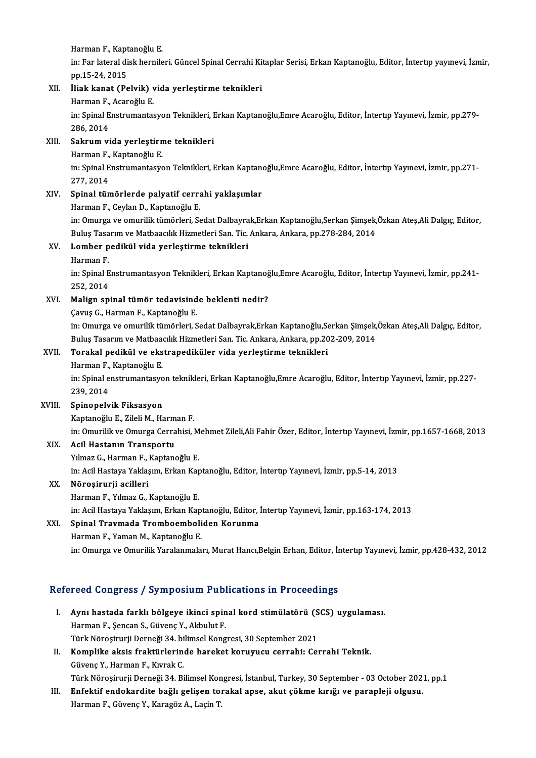Harman F., Kaptanoğlu E.
in: Far lateral disk hernileri. Güncel Spinal Cerrahi Kitaplar Serisi, Erkan Kaptanoğlu, Editor, İntertıp yayınevi, İzmir, pp.15-24, 2015

XII. **İliak kanat (Pelvik) vida yerleştirme teknikleri**
Harman F., Acaroğlu E.
in: Spinal Enstrumantasyon Teknikleri, Erkan Kaptanoğlu,Emre Acaroğlu, Editor, İntertıp Yayınevi, İzmir, pp.279-286, 2014

XIII. **Sakrum vida yerleştirme teknikleri**
Harman F., Kaptanoğlu E.
in: Spinal Enstrumantasyon Teknikleri, Erkan Kaptanoğlu,Emre Acaroğlu, Editor, İntertıp Yayınevi, İzmir, pp.271-277, 2014

XIV. **Spinal tümörlerde palyatif cerrahi yaklaşımlar**
Harman F., Ceylan D., Kaptanoğlu E.
in: Omurga ve omurilik tümörleri, Sedat Dalbayrak,Erkan Kaptanoğlu,Serkan Şimşek,Özkan Ateş,Ali Dalgıç, Editor, Buluş Tasarım ve Matbaacılık Hizmetleri San. Tic. Ankara, Ankara, pp.278-284, 2014

XV. **Lomber pedikül vida yerleştirme teknikleri**
Harman F.
in: Spinal Enstrumantasyon Teknikleri, Erkan Kaptanoğlu,Emre Acaroğlu, Editor, İntertıp Yayınevi, İzmir, pp.241-252, 2014

XVI. **Malign spinal tümör tedavisinde beklenti nedir?**
Çavuş G., Harman F., Kaptanoğlu E.
in: Omurga ve omurilik tümörleri, Sedat Dalbayrak,Erkan Kaptanoğlu,Serkan Şimşek,Özkan Ateş,Ali Dalgıç, Editor, Buluş Tasarım ve Matbaacılık Hizmetleri San. Tic. Ankara, Ankara, pp.202-209, 2014

XVII. **Torakal pedikül ve ekstrapediküler vida yerleştirme teknikleri**
Harman F., Kaptanoğlu E.
in: Spinal enstrumantasyon teknikleri, Erkan Kaptanoğlu,Emre Acaroğlu, Editor, İntertıp Yayınevi, İzmir, pp.227-239, 2014

XVIII. **Spinopelvik Fiksasyon**
Kaptanoğlu E., Zileli M., Harman F.
in: Omurilik ve Omurga Cerrahisi, Mehmet Zileli,Ali Fahir Özer, Editor, İntertıp Yayınevi, İzmir, pp.1657-1668, 2013

XIX. **Acil Hastanın Transportu**
Yılmaz G., Harman F., Kaptanoğlu E.
in: Acil Hastaya Yaklaşım, Erkan Kaptanoğlu, Editor, İntertıp Yayınevi, İzmir, pp.5-14, 2013

XX. **Nöroşirurji acilleri**
Harman F., Yılmaz G., Kaptanoğlu E.
in: Acil Hastaya Yaklaşım, Erkan Kaptanoğlu, Editor, İntertıp Yayınevi, İzmir, pp.163-174, 2013

XXI. **Spinal Travmada Tromboemboliden Korunma**
Harman F., Yaman M., Kaptanoğlu E.
in: Omurga ve Omurilik Yaralanmaları, Murat Hancı,Belgin Erhan, Editor, İntertıp Yayınevi, İzmir, pp.428-432, 2012

## Refereed Congress / Symposium Publications in Proceedings

I. **Aynı hastada farklı bölgeye ikinci spinal kord stimülatörü (SCS) uygulaması.**
Harman F., Şencan S., Güvenç Y., Akbulut F.
Türk Nöroşirurji Derneği 34. bilimsel Kongresi, 30 September 2021

II. **Komplike aksis fraktürlerinde hareket koruyucu cerrahi: Cerrahi Teknik.**
Güvenç Y., Harman F., Kıvrak C.
Türk Nöroşirurji Derneği 34. Bilimsel Kongresi, İstanbul, Turkey, 30 September - 03 October 2021, pp.1

III. **Enfektif endokardite bağlı gelişen torakal apse, akut çökme kırığı ve parapleji olgusu.**
Harman F., Güvenç Y., Karagöz A., Laçin T.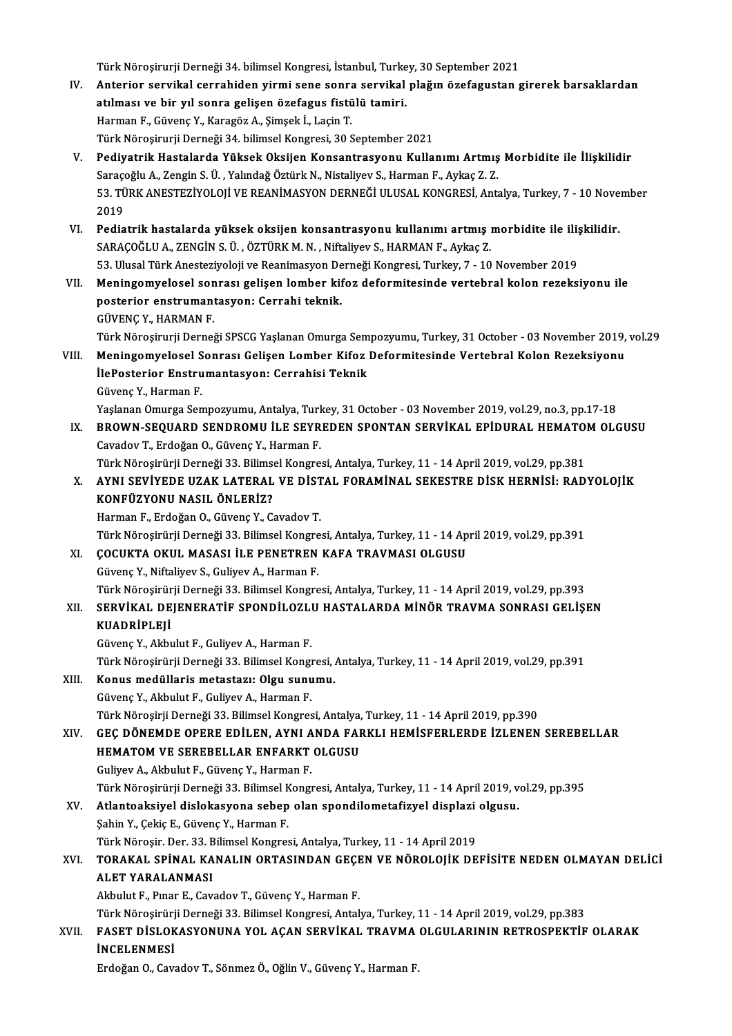Türk Nöroşirurji Derneği 34. bilimsel Kongresi, İstanbul, Turkey, 30 September 2021

IV. **Anterior servikal cerrahiden yirmi sene sonra servikal plağın özefagustan girerek barsaklardan atılması ve bir yıl sonra gelişen özefagus fistülü tamiri.**
Harman F., Güvenç Y., Karagöz A., Şimşek İ., Laçin T.
Türk Nöroşirurji Derneği 34. bilimsel Kongresi, 30 September 2021

V. **Pediyatrik Hastalarda Yüksek Oksijen Konsantrasyonu Kullanımı Artmış Morbidite ile İlişkilidir**
Saraçoğlu A., Zengin S. Ü. , Yalındağ Öztürk N., Nistaliyev S., Harman F., Aykaç Z. Z.
53. TÜRK ANESTEZİYOLOJİ VE REANİMASYON DERNEĞİ ULUSAL KONGRESİ, Antalya, Turkey, 7 - 10 November 2019

VI. **Pediatrik hastalarda yüksek oksijen konsantrasyonu kullanımı artmış morbidite ile ilişkilidir.**
SARAÇOĞLU A., ZENGİN S. Ü. , ÖZTÜRK M. N. , Niftaliyev S., HARMAN F., Aykaç Z.
53. Ulusal Türk Anesteziyoloji ve Reanimasyon Derneği Kongresi, Turkey, 7 - 10 November 2019

VII. **Meningomyelosel sonrası gelişen lomber kifoz deformitesinde vertebral kolon rezeksiyonu ile posterior enstrumantasyon: Cerrahi teknik.**
GÜVENÇ Y., HARMAN F.
Türk Nöroşirurji Derneği SPSCG Yaşlanan Omurga Sempozyumu, Turkey, 31 October - 03 November 2019, vol.29

VIII. **Meningomyelosel Sonrası Gelişen Lomber Kifoz Deformitesinde Vertebral Kolon Rezeksiyonu İlePosterior Enstrumantasyon: Cerrahisi Teknik**
Güvenç Y., Harman F.
Yaşlanan Omurga Sempozyumu, Antalya, Turkey, 31 October - 03 November 2019, vol.29, no.3, pp.17-18

IX. **BROWN-SEQUARD SENDROMU İLE SEYREDEN SPONTAN SERVİKAL EPİDURAL HEMATOM OLGUSU**
Cavadov T., Erdoğan O., Güvenç Y., Harman F.
Türk Nöroşirürji Derneği 33. Bilimsel Kongresi, Antalya, Turkey, 11 - 14 April 2019, vol.29, pp.381

X. **AYNI SEVİYEDE UZAK LATERAL VE DİSTAL FORAMİNAL SEKESTRE DİSK HERNİSİ: RADYOLOJİK KONFÜZYONU NASIL ÖNLERİZ?**
Harman F., Erdoğan O., Güvenç Y., Cavadov T.
Türk Nöroşirürji Derneği 33. Bilimsel Kongresi, Antalya, Turkey, 11 - 14 April 2019, vol.29, pp.391

XI. **ÇOCUKTA OKUL MASASI İLE PENETREN KAFA TRAVMASI OLGUSU**
Güvenç Y., Niftaliyev S., Guliyev A., Harman F.
Türk Nöroşirürji Derneği 33. Bilimsel Kongresi, Antalya, Turkey, 11 - 14 April 2019, vol.29, pp.393

XII. **SERVİKAL DEJENERATİF SPONDİLOZLU HASTALARDA MİNÖR TRAVMA SONRASI GELİŞEN KUADRİPLEJİ**
Güvenç Y., Akbulut F., Guliyev A., Harman F.
Türk Nöroşirürji Derneği 33. Bilimsel Kongresi, Antalya, Turkey, 11 - 14 April 2019, vol.29, pp.391

XIII. **Konus medüllaris metastazı: Olgu sunumu.**
Güvenç Y., Akbulut F., Guliyev A., Harman F.
Türk Nöroşirji Derneği 33. Bilimsel Kongresi, Antalya, Turkey, 11 - 14 April 2019, pp.390

XIV. **GEÇ DÖNEMDE OPERE EDİLEN, AYNI ANDA FARKLI HEMİSFERLERDE İZLENEN SEREBELLAR HEMATOM VE SEREBELLAR ENFARKT OLGUSU**
Guliyev A., Akbulut F., Güvenç Y., Harman F.
Türk Nöroşirürji Derneği 33. Bilimsel Kongresi, Antalya, Turkey, 11 - 14 April 2019, vol.29, pp.395

XV. **Atlantoaksiyel dislokasyona sebep olan spondilometafizyel displazi olgusu.**
Şahin Y., Çekiç E., Güvenç Y., Harman F.
Türk Nöroşir. Der. 33. Bilimsel Kongresi, Antalya, Turkey, 11 - 14 April 2019

XVI. **TORAKAL SPİNAL KANALIN ORTASINDAN GEÇEN VE NÖROLOJİK DEFİSİTE NEDEN OLMAYAN DELİCİ ALET YARALANMASI**
Akbulut F., Pınar E., Cavadov T., Güvenç Y., Harman F.
Türk Nöroşirürji Derneği 33. Bilimsel Kongresi, Antalya, Turkey, 11 - 14 April 2019, vol.29, pp.383

XVII. **FASET DİSLOKASYONUNA YOL AÇAN SERVİKAL TRAVMA OLGULARININ RETROSPEKTİF OLARAK İNCELENMESİ**
Erdoğan O., Cavadov T., Sönmez Ö., Oğlin V., Güvenç Y., Harman F.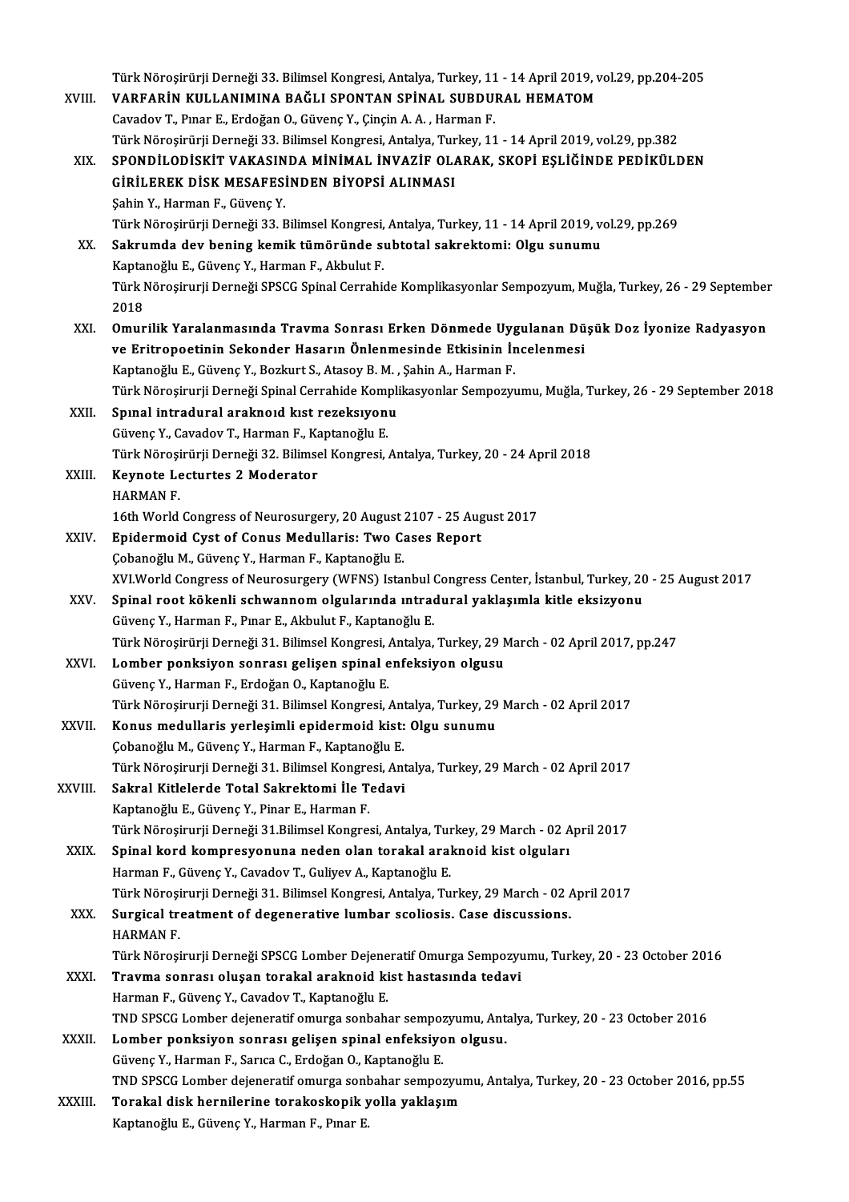Türk Nöroşirürji Derneği 33. Bilimsel Kongresi, Antalya, Turkey, 11 - 14 April 2019, vol.29, pp.204-205

XVIII. **VARFARİN KULLANIMINA BAĞLI SPONTAN SPİNAL SUBDURAL HEMATOM**
Cavadov T., Pınar E., Erdoğan O., Güvenç Y., Çinçin A. A. , Harman F.
Türk Nöroşirürji Derneği 33. Bilimsel Kongresi, Antalya, Turkey, 11 - 14 April 2019, vol.29, pp.382

XIX. **SPONDİLODİSKİT VAKASINDA MİNİMAL İNVAZİF OLARAK, SKOPİ EŞLİĞİNDE PEDİKÜLDEN GİRİLEREK DİSK MESAFESİNDEN BİYOPSİ ALINMASI**
Şahin Y., Harman F., Güvenç Y.
Türk Nöroşirürji Derneği 33. Bilimsel Kongresi, Antalya, Turkey, 11 - 14 April 2019, vol.29, pp.269

XX. **Sakrumda dev bening kemik tümöründe subtotal sakrektomi: Olgu sunumu**
Kaptanoğlu E., Güvenç Y., Harman F., Akbulut F.
Türk Nöroşirurji Derneği SPSCG Spinal Cerrahide Komplikasyonlar Sempozyum, Muğla, Turkey, 26 - 29 September 2018

XXI. **Omurilik Yaralanmasında Travma Sonrası Erken Dönmede Uygulanan Düşük Doz İyonize Radyasyon ve Eritropoetinin Sekonder Hasarın Önlenmesinde Etkisinin İncelenmesi**
Kaptanoğlu E., Güvenç Y., Bozkurt S., Atasoy B. M. , Şahin A., Harman F.
Türk Nöroşirurji Derneği Spinal Cerrahide Komplikasyonlar Sempozyumu, Muğla, Turkey, 26 - 29 September 2018

XXII. **Spınal intradural araknoıd kıst rezeksıyonu**
Güvenç Y., Cavadov T., Harman F., Kaptanoğlu E.
Türk Nöroşirürji Derneği 32. Bilimsel Kongresi, Antalya, Turkey, 20 - 24 April 2018

XXIII. **Keynote Lectures 2 Moderator**
HARMAN F.
16th World Congress of Neurosurgery, 20 August 2107 - 25 August 2017

XXIV. **Epidermoid Cyst of Conus Medullaris: Two Cases Report**
Çobanoğlu M., Güvenç Y., Harman F., Kaptanoğlu E.
XVI.World Congress of Neurosurgery (WFNS) Istanbul Congress Center, İstanbul, Turkey, 20 - 25 August 2017

XXV. **Spinal root kökenli schwannom olgularında ıntradural yaklaşımla kitle eksizyonu**
Güvenç Y., Harman F., Pınar E., Akbulut F., Kaptanoğlu E.
Türk Nöroşirürji Derneği 31. Bilimsel Kongresi, Antalya, Turkey, 29 March - 02 April 2017, pp.247

XXVI. **Lomber ponksiyon sonrası gelişen spinal enfeksiyon olgusu**
Güvenç Y., Harman F., Erdoğan O., Kaptanoğlu E.
Türk Nöroşirurji Derneği 31. Bilimsel Kongresi, Antalya, Turkey, 29 March - 02 April 2017

XXVII. **Konus medullaris yerleşimli epidermoid kist: Olgu sunumu**
Çobanoğlu M., Güvenç Y., Harman F., Kaptanoğlu E.
Türk Nöroşirurji Derneği 31. Bilimsel Kongresi, Antalya, Turkey, 29 March - 02 April 2017

XXVIII. **Sakral Kitlelerde Total Sakrektomi İle Tedavi**
Kaptanoğlu E., Güvenç Y., Pinar E., Harman F.
Türk Nöroşirurji Derneği 31.Bilimsel Kongresi, Antalya, Turkey, 29 March - 02 April 2017

XXIX. **Spinal kord kompresyonuna neden olan torakal araknoid kist olguları**
Harman F., Güvenç Y., Cavadov T., Guliyev A., Kaptanoğlu E.
Türk Nöroşirurji Derneği 31. Bilimsel Kongresi, Antalya, Turkey, 29 March - 02 April 2017

XXX. **Surgical treatment of degenerative lumbar scoliosis. Case discussions.**
HARMAN F.
Türk Nöroşirurji Derneği SPSCG Lomber Dejeneratif Omurga Sempozyumu, Turkey, 20 - 23 October 2016

XXXI. **Travma sonrası oluşan torakal araknoid kist hastasında tedavi**
Harman F., Güvenç Y., Cavadov T., Kaptanoğlu E.
TND SPSCG Lomber dejeneratif omurga sonbahar sempozyumu, Antalya, Turkey, 20 - 23 October 2016

XXXII. **Lomber ponksiyon sonrası gelişen spinal enfeksiyon olgusu.**
Güvenç Y., Harman F., Sarıca C., Erdoğan O., Kaptanoğlu E.
TND SPSCG Lomber dejeneratif omurga sonbahar sempozyumu, Antalya, Turkey, 20 - 23 October 2016, pp.55

XXXIII. **Torakal disk hernilerine torakoskopik yolla yaklaşım**
Kaptanoğlu E., Güvenç Y., Harman F., Pınar E.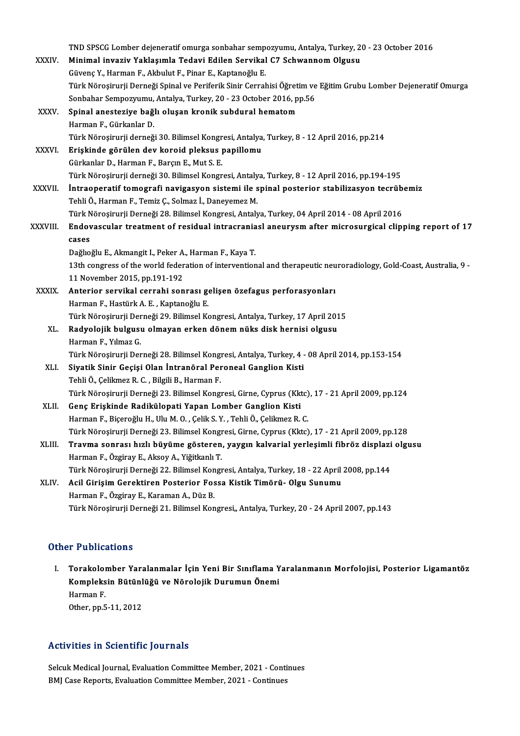TND SPSCG Lomber dejeneratif omurga sonbahar sempozyumu, Antalya, Turkey, 20 - 23 October 2016

XXXIV. **Minimal invaziv Yaklaşımla Tedavi Edilen Servikal C7 Schwannom Olgusu**
Güvenç Y., Harman F., Akbulut F., Pinar E., Kaptanoğlu E.
Türk Nöroşirurji Derneği Spinal ve Periferik Sinir Cerrahisi Öğretim ve Eğitim Grubu Lomber Dejeneratif Omurga Sonbahar Sempozyumu, Antalya, Turkey, 20 - 23 October 2016, pp.56

XXXV. **Spinal anesteziye bağlı oluşan kronik subdural hematom**
Harman F., Gürkanlar D.
Türk Nöroşirurji derneği 30. Bilimsel Kongresi, Antalya, Turkey, 8 - 12 April 2016, pp.214

XXXVI. **Erişkinde görülen dev koroid pleksus papillomu**
Gürkanlar D., Harman F., Barçın E., Mut S. E.
Türk Nöroşirurji derneği 30. Bilimsel Kongresi, Antalya, Turkey, 8 - 12 April 2016, pp.194-195

XXXVII. **İntraoperatif tomografi navigasyon sistemi ile spinal posterior stabilizasyon tecrübemiz**
Tehli Ö., Harman F., Temiz Ç., Solmaz İ., Daneyemez M.
Türk Nöroşirurji Derneği 28. Bilimsel Kongresi, Antalya, Turkey, 04 April 2014 - 08 April 2016

XXXVIII. **Endovascular treatment of residual intracraniasl aneurysm after microsurgical clipping report of 17 cases**
Dağlıoğlu E., Akmangit I., Peker A., Harman F., Kaya T.
13th congress of the world federation of interventional and therapeutic neuroradiology, Gold-Coast, Australia, 9 - 11 November 2015, pp.191-192

XXXIX. **Anterior servikal cerrahi sonrası gelişen özefagus perforasyonları**
Harman F., Hastürk A. E. , Kaptanoğlu E.
Türk Nöroşirurji Derneği 29. Bilimsel Kongresi, Antalya, Turkey, 17 April 2015

XL. **Radyolojik bulgusu olmayan erken dönem nüks disk hernisi olgusu**
Harman F., Yılmaz G.
Türk Nöroşirurji Derneği 28. Bilimsel Kongresi, Antalya, Turkey, 4 - 08 April 2014, pp.153-154

XLI. **Siyatik Sinir Geçişi Olan İntranöral Peroneal Ganglion Kisti**
Tehli Ö., Çelikmez R. C. , Bilgili B., Harman F.
Türk Nöroşirurji Derneği 23. Bilimsel Kongresi, Girne, Cyprus (Kktc), 17 - 21 April 2009, pp.124

XLII. **Genç Erişkinde Radikülopati Yapan Lomber Ganglion Kisti**
Harman F., Biçeroğlu H., Ulu M. O. , Çelik S. Y. , Tehli Ö., Çelikmez R. C.
Türk Nöroşirurji Derneği 23. Bilimsel Kongresi, Girne, Cyprus (Kktc), 17 - 21 April 2009, pp.128

XLIII. **Travma sonrası hızlı büyüme gösteren, yaygın kalvarial yerleşimli fibröz displazi olgusu**
Harman F., Özgiray E., Aksoy A., Yiğitkanlı T.
Türk Nöroşirurji Derneği 22. Bilimsel Kongresi, Antalya, Turkey, 18 - 22 April 2008, pp.144

XLIV. **Acil Girişim Gerektiren Posterior Fossa Kistik Timörü- Olgu Sunumu**
Harman F., Özgiray E., Karaman A., Düz B.
Türk Nöroşirurji Derneği 21. Bilimsel Kongresi,, Antalya, Turkey, 20 - 24 April 2007, pp.143

## Other Publications

I. **Torakolomber Yaralanmalar İçin Yeni Bir Sınıflama Yaralanmanın Morfolojisi, Posterior Ligamantöz Kompleksin Bütünlüğü ve Nörolojik Durumun Önemi**
Harman F.
Other, pp.5-11, 2012

## Activities in Scientific Journals

Selcuk Medical Journal, Evaluation Committee Member, 2021 - Continues
BMJ Case Reports, Evaluation Committee Member, 2021 - Continues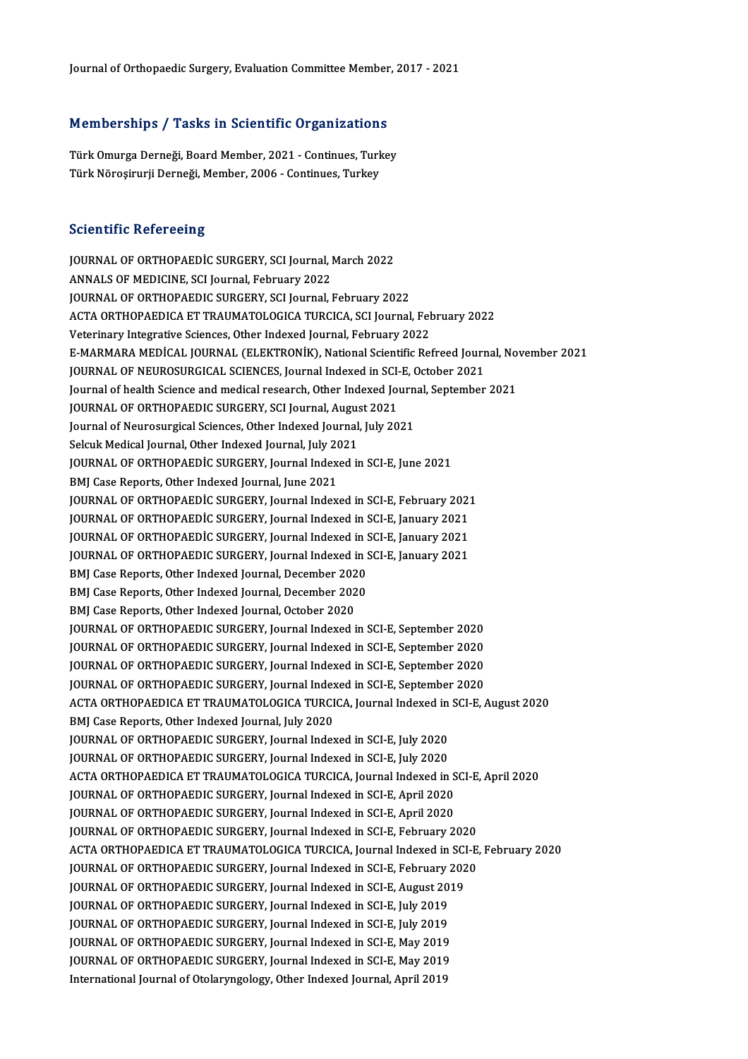Journal of Orthopaedic Surgery, Evaluation Committee Member, 2017 - 2021

## Memberships / Tasks in Scientific Organizations

Türk Omurga Derneği, Board Member, 2021 - Continues, Turkey
Türk Nöroşirurji Derneği, Member, 2006 - Continues, Turkey

## Scientific Refereeing

JOURNAL OF ORTHOPAEDİC SURGERY, SCI Journal, March 2022
ANNALS OF MEDICINE, SCI Journal, February 2022
JOURNAL OF ORTHOPAEDIC SURGERY, SCI Journal, February 2022
ACTA ORTHOPAEDICA ET TRAUMATOLOGICA TURCICA, SCI Journal, February 2022
Veterinary Integrative Sciences, Other Indexed Journal, February 2022
E-MARMARA MEDİCAL JOURNAL (ELEKTRONİK), National Scientific Refreed Journal, November 2021
JOURNAL OF NEUROSURGICAL SCIENCES, Journal Indexed in SCI-E, October 2021
Journal of health Science and medical research, Other Indexed Journal, September 2021
JOURNAL OF ORTHOPAEDIC SURGERY, SCI Journal, August 2021
Journal of Neurosurgical Sciences, Other Indexed Journal, July 2021
Selcuk Medical Journal, Other Indexed Journal, July 2021
JOURNAL OF ORTHOPAEDİC SURGERY, Journal Indexed in SCI-E, June 2021
BMJ Case Reports, Other Indexed Journal, June 2021
JOURNAL OF ORTHOPAEDİC SURGERY, Journal Indexed in SCI-E, February 2021
JOURNAL OF ORTHOPAEDİC SURGERY, Journal Indexed in SCI-E, January 2021
JOURNAL OF ORTHOPAEDİC SURGERY, Journal Indexed in SCI-E, January 2021
JOURNAL OF ORTHOPAEDIC SURGERY, Journal Indexed in SCI-E, January 2021
BMJ Case Reports, Other Indexed Journal, December 2020
BMJ Case Reports, Other Indexed Journal, December 2020
BMJ Case Reports, Other Indexed Journal, October 2020
JOURNAL OF ORTHOPAEDIC SURGERY, Journal Indexed in SCI-E, September 2020
JOURNAL OF ORTHOPAEDIC SURGERY, Journal Indexed in SCI-E, September 2020
JOURNAL OF ORTHOPAEDIC SURGERY, Journal Indexed in SCI-E, September 2020
JOURNAL OF ORTHOPAEDIC SURGERY, Journal Indexed in SCI-E, September 2020
ACTA ORTHOPAEDICA ET TRAUMATOLOGICA TURCICA, Journal Indexed in SCI-E, August 2020
BMJ Case Reports, Other Indexed Journal, July 2020
JOURNAL OF ORTHOPAEDIC SURGERY, Journal Indexed in SCI-E, July 2020
JOURNAL OF ORTHOPAEDIC SURGERY, Journal Indexed in SCI-E, July 2020
ACTA ORTHOPAEDICA ET TRAUMATOLOGICA TURCICA, Journal Indexed in SCI-E, April 2020
JOURNAL OF ORTHOPAEDIC SURGERY, Journal Indexed in SCI-E, April 2020
JOURNAL OF ORTHOPAEDIC SURGERY, Journal Indexed in SCI-E, April 2020
JOURNAL OF ORTHOPAEDIC SURGERY, Journal Indexed in SCI-E, February 2020
ACTA ORTHOPAEDICA ET TRAUMATOLOGICA TURCICA, Journal Indexed in SCI-E, February 2020
JOURNAL OF ORTHOPAEDIC SURGERY, Journal Indexed in SCI-E, February 2020
JOURNAL OF ORTHOPAEDIC SURGERY, Journal Indexed in SCI-E, August 2019
JOURNAL OF ORTHOPAEDIC SURGERY, Journal Indexed in SCI-E, July 2019
JOURNAL OF ORTHOPAEDIC SURGERY, Journal Indexed in SCI-E, July 2019
JOURNAL OF ORTHOPAEDIC SURGERY, Journal Indexed in SCI-E, May 2019
JOURNAL OF ORTHOPAEDIC SURGERY, Journal Indexed in SCI-E, May 2019
International Journal of Otolaryngology, Other Indexed Journal, April 2019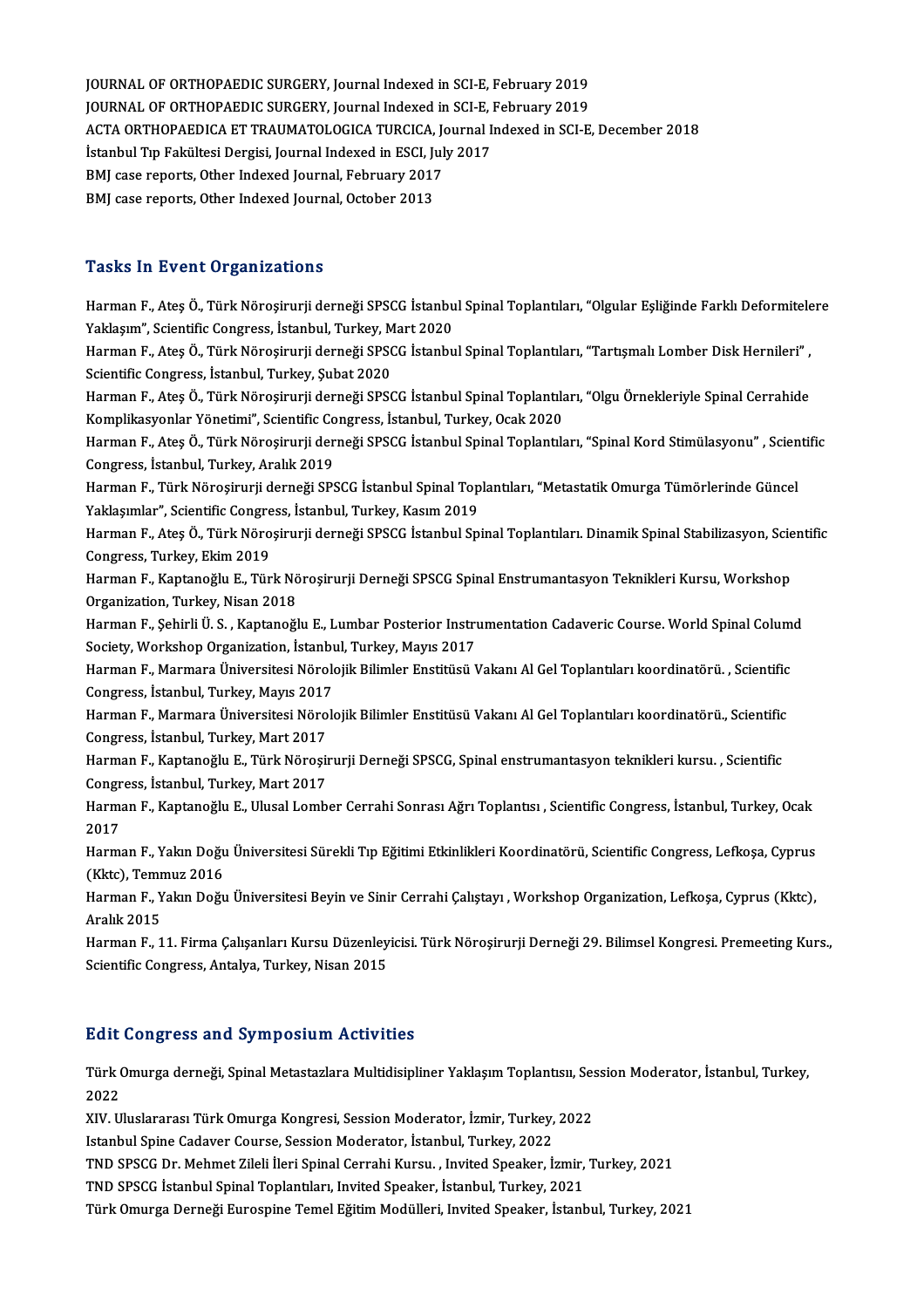JOURNAL OF ORTHOPAEDIC SURGERY, Journal Indexed in SCI-E, February 2019
JOURNAL OF ORTHOPAEDIC SURGERY, Journal Indexed in SCI-E, February 2019
ACTA ORTHOPAEDICA ET TRAUMATOLOGICA TURCICA, Journal Indexed in SCI-E, December 2018
İstanbul Tıp Fakültesi Dergisi, Journal Indexed in ESCI, July 2017
BMJ case reports, Other Indexed Journal, February 2017
BMJ case reports, Other Indexed Journal, October 2013

## Tasks In Event Organizations

Harman F., Ateş Ö., Türk Nöroşirurji derneği SPSCG İstanbul Spinal Toplantıları, "Olgular Eşliğinde Farklı Deformitelere Yaklaşım", Scientific Congress, İstanbul, Turkey, Mart 2020
Harman F., Ateş Ö., Türk Nöroşirurji derneği SPSCG İstanbul Spinal Toplantıları, "Tartışmalı Lomber Disk Hernileri" , Scientific Congress, İstanbul, Turkey, Şubat 2020
Harman F., Ateş Ö., Türk Nöroşirurji derneği SPSCG İstanbul Spinal Toplantıları, "Olgu Örnekleriyle Spinal Cerrahide Komplikasyonlar Yönetimi", Scientific Congress, İstanbul, Turkey, Ocak 2020
Harman F., Ateş Ö., Türk Nöroşirurji derneği SPSCG İstanbul Spinal Toplantıları, "Spinal Kord Stimülasyonu" , Scientific Congress, İstanbul, Turkey, Aralık 2019
Harman F., Türk Nöroşirurji derneği SPSCG İstanbul Spinal Toplantıları, "Metastatik Omurga Tümörlerinde Güncel Yaklaşımlar", Scientific Congress, İstanbul, Turkey, Kasım 2019
Harman F., Ateş Ö., Türk Nöroşirurji derneği SPSCG İstanbul Spinal Toplantıları. Dinamik Spinal Stabilizasyon, Scientific Congress, Turkey, Ekim 2019
Harman F., Kaptanoğlu E., Türk Nöroşirurji Derneği SPSCG Spinal Enstrumantasyon Teknikleri Kursu, Workshop Organization, Turkey, Nisan 2018
Harman F., Şehirli Ü. S. , Kaptanoğlu E., Lumbar Posterior Instrumentation Cadaveric Course. World Spinal Columd Society, Workshop Organization, İstanbul, Turkey, Mayıs 2017
Harman F., Marmara Üniversitesi Nörolojik Bilimler Enstitüsü Vakanı Al Gel Toplantıları koordinatörü. , Scientific Congress, İstanbul, Turkey, Mayıs 2017
Harman F., Marmara Üniversitesi Nörolojik Bilimler Enstitüsü Vakanı Al Gel Toplantıları koordinatörü., Scientific Congress, İstanbul, Turkey, Mart 2017
Harman F., Kaptanoğlu E., Türk Nöroşirurji Derneği SPSCG, Spinal enstrumantasyon teknikleri kursu. , Scientific Congress, İstanbul, Turkey, Mart 2017
Harman F., Kaptanoğlu E., Ulusal Lomber Cerrahi Sonrası Ağrı Toplantısı , Scientific Congress, İstanbul, Turkey, Ocak 2017
Harman F., Yakın Doğu Üniversitesi Sürekli Tıp Eğitimi Etkinlikleri Koordinatörü, Scientific Congress, Lefkoşa, Cyprus (Kktc), Temmuz 2016
Harman F., Yakın Doğu Üniversitesi Beyin ve Sinir Cerrahi Çalıştayı , Workshop Organization, Lefkoşa, Cyprus (Kktc), Aralık 2015
Harman F., 11. Firma Çalışanları Kursu Düzenleyicisi. Türk Nöroşirurji Derneği 29. Bilimsel Kongresi. Premeeting Kurs., Scientific Congress, Antalya, Turkey, Nisan 2015

## Edit Congress and Symposium Activities

Türk Omurga derneği, Spinal Metastazlara Multidisipliner Yaklaşım Toplantısı, Session Moderator, İstanbul, Turkey, 2022
XIV. Uluslararası Türk Omurga Kongresi, Session Moderator, İzmir, Turkey, 2022
Istanbul Spine Cadaver Course, Session Moderator, İstanbul, Turkey, 2022
TND SPSCG Dr. Mehmet Zileli İleri Spinal Cerrahi Kursu. , Invited Speaker, İzmir, Turkey, 2021
TND SPSCG İstanbul Spinal Toplantıları, Invited Speaker, İstanbul, Turkey, 2021
Türk Omurga Derneği Eurospine Temel Eğitim Modülleri, Invited Speaker, İstanbul, Turkey, 2021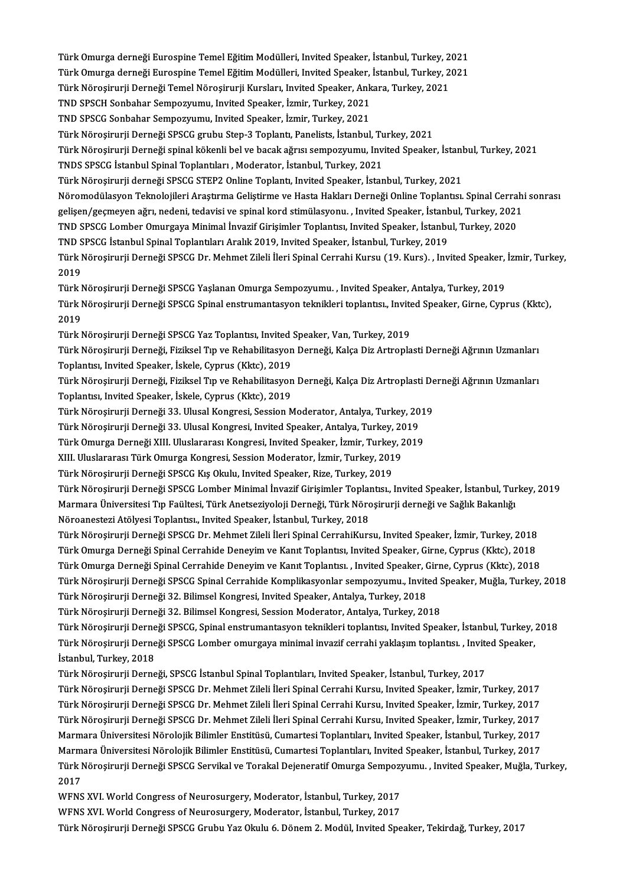Türk Omurga derneği Eurospine Temel Eğitim Modülleri, Invited Speaker, İstanbul, Turkey, 2021
Türk Omurga derneği Eurospine Temel Eğitim Modülleri, Invited Speaker, İstanbul, Turkey, 2021
Türk Nöroşirurji Derneği Temel Nöroşirurji Kursları, Invited Speaker, Ankara, Turkey, 2021
TND SPSCH Sonbahar Sempozyumu, Invited Speaker, İzmir, Turkey, 2021
TND SPSCG Sonbahar Sempozyumu, Invited Speaker, İzmir, Turkey, 2021
Türk Nöroşirurji Derneği SPSCG grubu Step-3 Toplantı, Panelists, İstanbul, Turkey, 2021
Türk Nöroşirurji Derneği spinal kökenli bel ve bacak ağrısı sempozyumu, Invited Speaker, İstanbul, Turkey, 2021
TNDS SPSCG İstanbul Spinal Toplantıları , Moderator, İstanbul, Turkey, 2021
Türk Nöroşirurji derneği SPSCG STEP2 Online Toplantı, Invited Speaker, İstanbul, Turkey, 2021
Nöromodülasyon Teknolojileri Araştırma Geliştirme ve Hasta Hakları Derneği Online Toplantısı. Spinal Cerrahi sonrası gelişen/geçmeyen ağrı, nedeni, tedavisi ve spinal kord stimülasyonu. , Invited Speaker, İstanbul, Turkey, 2021
TND SPSCG Lomber Omurgaya Minimal İnvazif Girişimler Toplantısı, Invited Speaker, İstanbul, Turkey, 2020
TND SPSCG İstanbul Spinal Toplantıları Aralık 2019, Invited Speaker, İstanbul, Turkey, 2019
Türk Nöroşirurji Derneği SPSCG Dr. Mehmet Zileli İleri Spinal Cerrahi Kursu (19. Kurs). , Invited Speaker, İzmir, Turkey, 2019
Türk Nöroşirurji Derneği SPSCG Yaşlanan Omurga Sempozyumu. , Invited Speaker, Antalya, Turkey, 2019
Türk Nöroşirurji Derneği SPSCG Spinal enstrumantasyon teknikleri toplantısı., Invited Speaker, Girne, Cyprus (Kktc), 2019
Türk Nöroşirurji Derneği SPSCG Yaz Toplantısı, Invited Speaker, Van, Turkey, 2019
Türk Nöroşirurji Derneği, Fiziksel Tıp ve Rehabilitasyon Derneği, Kalça Diz Artroplasti Derneği Ağrının Uzmanları Toplantısı, Invited Speaker, İskele, Cyprus (Kktc), 2019
Türk Nöroşirurji Derneği, Fiziksel Tıp ve Rehabilitasyon Derneği, Kalça Diz Artroplasti Derneği Ağrının Uzmanları Toplantısı, Invited Speaker, İskele, Cyprus (Kktc), 2019
Türk Nöroşirurji Derneği 33. Ulusal Kongresi, Session Moderator, Antalya, Turkey, 2019
Türk Nöroşirurji Derneği 33. Ulusal Kongresi, Invited Speaker, Antalya, Turkey, 2019
Türk Omurga Derneği XIII. Uluslararası Kongresi, Invited Speaker, İzmir, Turkey, 2019
XIII. Uluslararası Türk Omurga Kongresi, Session Moderator, İzmir, Turkey, 2019
Türk Nöroşirurji Derneği SPSCG Kış Okulu, Invited Speaker, Rize, Turkey, 2019
Türk Nöroşirurji Derneği SPSCG Lomber Minimal İnvazif Girişimler Toplantısı., Invited Speaker, İstanbul, Turkey, 2019
Marmara Üniversitesi Tıp Faültesi, Türk Anetseziyoloji Derneği, Türk Nöroşirurji derneği ve Sağlık Bakanlığı Nöroanestezi Atölyesi Toplantısı., Invited Speaker, İstanbul, Turkey, 2018
Türk Nöroşirurji Derneği SPSCG Dr. Mehmet Zileli İleri Spinal CerrahiKursu, Invited Speaker, İzmir, Turkey, 2018
Türk Omurga Derneği Spinal Cerrahide Deneyim ve Kanıt Toplantısı, Invited Speaker, Girne, Cyprus (Kktc), 2018
Türk Omurga Derneği Spinal Cerrahide Deneyim ve Kanıt Toplantısı. , Invited Speaker, Girne, Cyprus (Kktc), 2018
Türk Nöroşirurji Derneği SPSCG Spinal Cerrahide Komplikasyonlar sempozyumu., Invited Speaker, Muğla, Turkey, 2018
Türk Nöroşirurji Derneği 32. Bilimsel Kongresi, Invited Speaker, Antalya, Turkey, 2018
Türk Nöroşirurji Derneği 32. Bilimsel Kongresi, Session Moderator, Antalya, Turkey, 2018
Türk Nöroşirurji Derneği SPSCG, Spinal enstrumantasyon teknikleri toplantısı, Invited Speaker, İstanbul, Turkey, 2018
Türk Nöroşirurji Derneği SPSCG Lomber omurgaya minimal invazif cerrahi yaklaşım toplantısı. , Invited Speaker, İstanbul, Turkey, 2018
Türk Nöroşirurji Derneği, SPSCG İstanbul Spinal Toplantıları, Invited Speaker, İstanbul, Turkey, 2017
Türk Nöroşirurji Derneği SPSCG Dr. Mehmet Zileli İleri Spinal Cerrahi Kursu, Invited Speaker, İzmir, Turkey, 2017
Türk Nöroşirurji Derneği SPSCG Dr. Mehmet Zileli İleri Spinal Cerrahi Kursu, Invited Speaker, İzmir, Turkey, 2017
Türk Nöroşirurji Derneği SPSCG Dr. Mehmet Zileli İleri Spinal Cerrahi Kursu, Invited Speaker, İzmir, Turkey, 2017
Marmara Üniversitesi Nörolojik Bilimler Enstitüsü, Cumartesi Toplantıları, Invited Speaker, İstanbul, Turkey, 2017
Marmara Üniversitesi Nörolojik Bilimler Enstitüsü, Cumartesi Toplantıları, Invited Speaker, İstanbul, Turkey, 2017
Türk Nöroşirurji Derneği SPSCG Servikal ve Torakal Dejeneratif Omurga Sempozyumu. , Invited Speaker, Muğla, Turkey, 2017
WFNS XVI. World Congress of Neurosurgery, Moderator, İstanbul, Turkey, 2017
WFNS XVI. World Congress of Neurosurgery, Moderator, İstanbul, Turkey, 2017
Türk Nöroşirurji Derneği SPSCG Grubu Yaz Okulu 6. Dönem 2. Modül, Invited Speaker, Tekirdağ, Turkey, 2017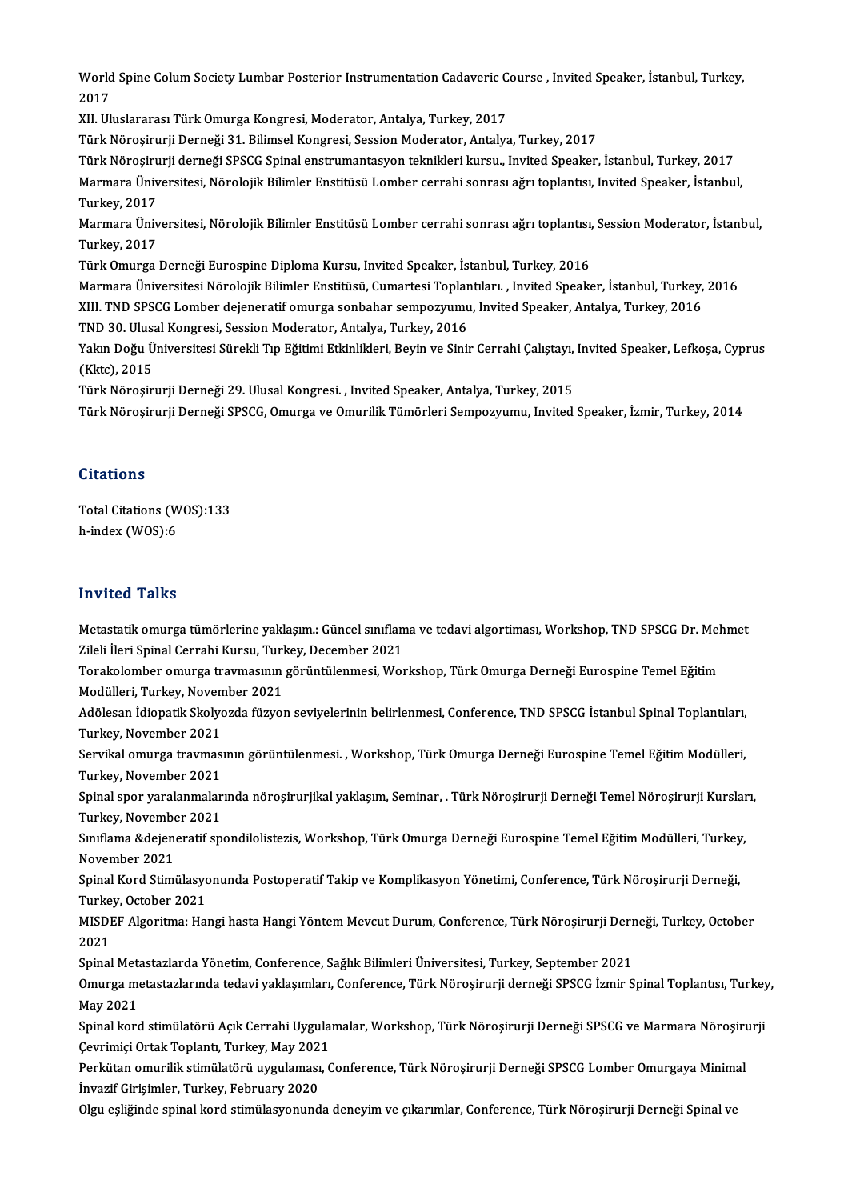World Spine Colum Society Lumbar Posterior Instrumentation Cadaveric Course , Invited Speaker, İstanbul, Turkey, 2017

XII. Uluslararası Türk Omurga Kongresi, Moderator, Antalya, Turkey, 2017

Türk Nöroşirurji Derneği 31. Bilimsel Kongresi, Session Moderator, Antalya, Turkey, 2017

Türk Nöroşirurji derneği SPSCG Spinal enstrumantasyon teknikleri kursu., Invited Speaker, İstanbul, Turkey, 2017

Marmara Üniversitesi, Nörolojik Bilimler Enstitüsü Lomber cerrahi sonrası ağrı toplantısı, Invited Speaker, İstanbul, Turkey, 2017

Marmara Üniversitesi, Nörolojik Bilimler Enstitüsü Lomber cerrahi sonrası ağrı toplantısı, Session Moderator, İstanbul, Turkey, 2017

Türk Omurga Derneği Eurospine Diploma Kursu, Invited Speaker, İstanbul, Turkey, 2016

Marmara Üniversitesi Nörolojik Bilimler Enstitüsü, Cumartesi Toplantıları. , Invited Speaker, İstanbul, Turkey, 2016

XIII. TND SPSCG Lomber dejeneratif omurga sonbahar sempozyumu, Invited Speaker, Antalya, Turkey, 2016

TND 30. Ulusal Kongresi, Session Moderator, Antalya, Turkey, 2016

Yakın Doğu Üniversitesi Sürekli Tıp Eğitimi Etkinlikleri, Beyin ve Sinir Cerrahi Çalıştayı, Invited Speaker, Lefkoşa, Cyprus (Kktc), 2015

Türk Nöroşirurji Derneği 29. Ulusal Kongresi. , Invited Speaker, Antalya, Turkey, 2015

Türk Nöroşirurji Derneği SPSCG, Omurga ve Omurilik Tümörleri Sempozyumu, Invited Speaker, İzmir, Turkey, 2014

## Citations

Total Citations (WOS):133
h-index (WOS):6

## Invited Talks

Metastatik omurga tümörlerine yaklaşım.: Güncel sınıflama ve tedavi algortiması, Workshop, TND SPSCG Dr. Mehmet Zileli İleri Spinal Cerrahi Kursu, Turkey, December 2021

Torakolomber omurga travmasının görüntülenmesi, Workshop, Türk Omurga Derneği Eurospine Temel Eğitim Modülleri, Turkey, November 2021

Adölesan İdiopatik Skolyozda füzyon seviyelerinin belirlenmesi, Conference, TND SPSCG İstanbul Spinal Toplantıları, Turkey, November 2021

Servikal omurga travmasının görüntülenmesi. , Workshop, Türk Omurga Derneği Eurospine Temel Eğitim Modülleri, Turkey, November 2021

Spinal spor yaralanmalarında nöroşirurjikal yaklaşım, Seminar, . Türk Nöroşirurji Derneği Temel Nöroşirurji Kursları, Turkey, November 2021

Sınıflama &dejeneratif spondilolistezis, Workshop, Türk Omurga Derneği Eurospine Temel Eğitim Modülleri, Turkey, November 2021

Spinal Kord Stimülasyonunda Postoperatif Takip ve Komplikasyon Yönetimi, Conference, Türk Nöroşirurji Derneği, Turkey, October 2021

MISDEF Algoritma: Hangi hasta Hangi Yöntem Mevcut Durum, Conference, Türk Nöroşirurji Derneği, Turkey, October 2021

Spinal Metastazlarda Yönetim, Conference, Sağlık Bilimleri Üniversitesi, Turkey, September 2021

Omurga metastazlarında tedavi yaklaşımları, Conference, Türk Nöroşirurji derneği SPSCG İzmir Spinal Toplantısı, Turkey, May 2021

Spinal kord stimülatörü Açık Cerrahi Uygulamalar, Workshop, Türk Nöroşirurji Derneği SPSCG ve Marmara Nöroşirurji Çevrimiçi Ortak Toplantı, Turkey, May 2021

Perkütan omurilik stimülatörü uygulaması, Conference, Türk Nöroşirurji Derneği SPSCG Lomber Omurgaya Minimal İnvazif Girişimler, Turkey, February 2020

Olgu eşliğinde spinal kord stimülasyonunda deneyim ve çıkarımlar, Conference, Türk Nöroşirurji Derneği Spinal ve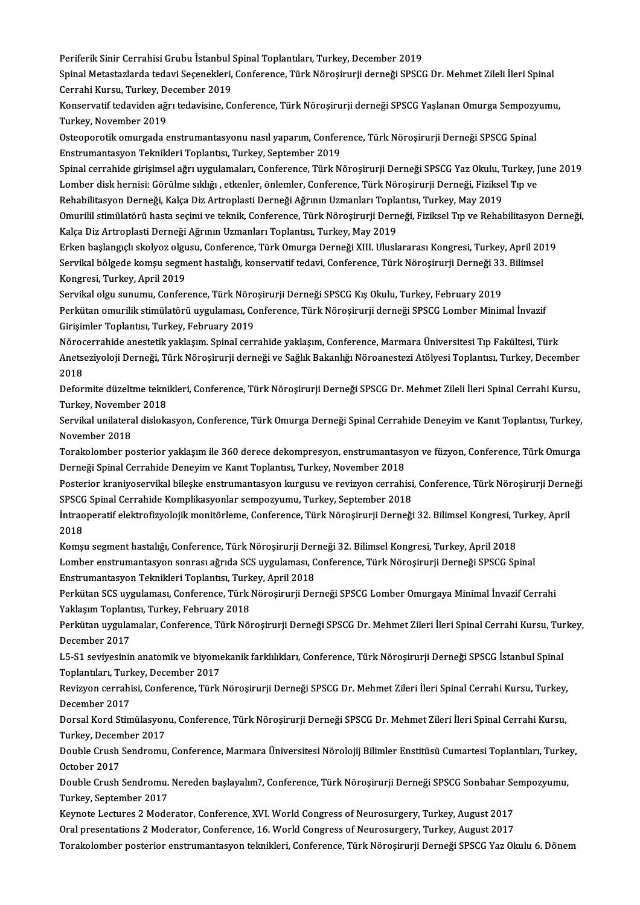Periferik Sinir Cerrahisi Grubu İstanbul Spinal Toplantıları, Turkey, December 2019

Spinal Metastazlarda tedavi Seçenekleri, Conference, Türk Nöroşirurji derneği SPSCG Dr. Mehmet Zileli İleri Spinal Cerrahi Kursu, Turkey, December 2019

Konservatif tedaviden ağrı tedavisine, Conference, Türk Nöroşirurji derneği SPSCG Yaşlanan Omurga Sempozyumu, Turkey, November 2019

Osteoporotik omurgada enstrumantasyonu nasıl yaparım, Conference, Türk Nöroşirurji Derneği SPSCG Spinal Enstrumantasyon Teknikleri Toplantısı, Turkey, September 2019

Spinal cerrahide girişimsel ağrı uygulamaları, Conference, Türk Nöroşirurji Derneği SPSCG Yaz Okulu, Turkey, June 2019

Lomber disk hernisi: Görülme sıklığı , etkenler, önlemler, Conference, Türk Nöroşirurji Derneği, Fiziksel Tıp ve Rehabilitasyon Derneği, Kalça Diz Artroplasti Derneği Ağrının Uzmanları Toplantısı, Turkey, May 2019

Omurilil stimülatörü hasta seçimi ve teknik, Conference, Türk Nöroşirurji Derneği, Fiziksel Tıp ve Rehabilitasyon Derneği, Kalça Diz Artroplasti Derneği Ağrının Uzmanları Toplantısı, Turkey, May 2019

Erken başlangıçlı skolyoz olgusu, Conference, Türk Omurga Derneği XIII. Uluslararası Kongresi, Turkey, April 2019

Servikal bölgede komşu segment hastalığı, konservatif tedavi, Conference, Türk Nöroşirurji Derneği 33. Bilimsel Kongresi, Turkey, April 2019

Servikal olgu sunumu, Conference, Türk Nöroşirurji Derneği SPSCG Kış Okulu, Turkey, February 2019

Perkütan omurilik stimülatörü uygulaması, Conference, Türk Nöroşirurji derneği SPSCG Lomber Minimal İnvazif Girişimler Toplantısı, Turkey, February 2019

Nörocerrahide anestetik yaklaşım. Spinal cerrahide yaklaşım, Conference, Marmara Üniversitesi Tıp Fakültesi, Türk Anetseziyoloji Derneği, Türk Nöroşirurji derneği ve Sağlık Bakanlığı Nöroanestezi Atölyesi Toplantısı, Turkey, December 2018

Deformite düzeltme teknikleri, Conference, Türk Nöroşirurji Derneği SPSCG Dr. Mehmet Zileli İleri Spinal Cerrahi Kursu, Turkey, November 2018

Servikal unilateral dislokasyon, Conference, Türk Omurga Derneği Spinal Cerrahide Deneyim ve Kanıt Toplantısı, Turkey, November 2018

Torakolomber posterior yaklaşım ile 360 derece dekompresyon, enstrumantasyon ve füzyon, Conference, Türk Omurga Derneği Spinal Cerrahide Deneyim ve Kanıt Toplantısı, Turkey, November 2018

Posterior kraniyoservikal bileşke enstrumantasyon kurgusu ve revizyon cerrahisi, Conference, Türk Nöroşirurji Derneği SPSCG Spinal Cerrahide Komplikasyonlar sempozyumu, Turkey, September 2018

İntraoperatif elektrofizyolojik monitörleme, Conference, Türk Nöroşirurji Derneği 32. Bilimsel Kongresi, Turkey, April 2018

Komşu segment hastalığı, Conference, Türk Nöroşirurji Derneği 32. Bilimsel Kongresi, Turkey, April 2018

Lomber enstrumantasyon sonrası ağrıda SCS uygulaması, Conference, Türk Nöroşirurji Derneği SPSCG Spinal Enstrumantasyon Teknikleri Toplantısı, Turkey, April 2018

Perkütan SCS uygulaması, Conference, Türk Nöroşirurji Derneği SPSCG Lomber Omurgaya Minimal İnvazif Cerrahi Yaklaşım Toplantısı, Turkey, February 2018

Perkütan uygulamalar, Conference, Türk Nöroşirurji Derneği SPSCG Dr. Mehmet Zileri İleri Spinal Cerrahi Kursu, Turkey, December 2017

L5-S1 seviyesinin anatomik ve biyomekanik farklılıkları, Conference, Türk Nöroşirurji Derneği SPSCG İstanbul Spinal Toplantıları, Turkey, December 2017

Revizyon cerrahisi, Conference, Türk Nöroşirurji Derneği SPSCG Dr. Mehmet Zileri İleri Spinal Cerrahi Kursu, Turkey, December 2017

Dorsal Kord Stimülasyonu, Conference, Türk Nöroşirurji Derneği SPSCG Dr. Mehmet Zileri İleri Spinal Cerrahi Kursu, Turkey, December 2017

Double Crush Sendromu, Conference, Marmara Üniversitesi Nörolojij Bilimler Enstitüsü Cumartesi Toplantıları, Turkey, October 2017

Double Crush Sendromu. Nereden başlayalım?, Conference, Türk Nöroşirurji Derneği SPSCG Sonbahar Sempozyumu, Turkey, September 2017

Keynote Lectures 2 Moderator, Conference, XVI. World Congress of Neurosurgery, Turkey, August 2017

Oral presentations 2 Moderator, Conference, 16. World Congress of Neurosurgery, Turkey, August 2017

Torakolomber posterior enstrumantasyon teknikleri, Conference, Türk Nöroşirurji Derneği SPSCG Yaz Okulu 6. Dönem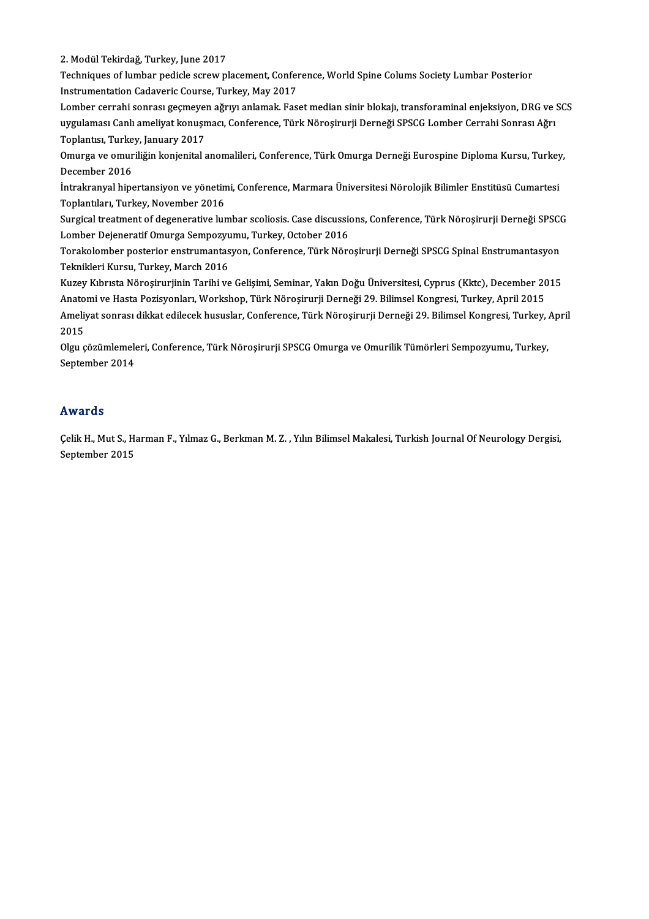2. Modül Tekirdağ, Turkey, June 2017

Techniques of lumbar pedicle screw placement, Conference, World Spine Colums Society Lumbar Posterior Instrumentation Cadaveric Course, Turkey, May 2017

Lomber cerrahi sonrası geçmeyen ağrıyı anlamak. Faset median sinir blokajı, transforaminal enjeksiyon, DRG ve SCS uygulaması Canlı ameliyat konuşmacı, Conference, Türk Nöroşirurji Derneği SPSCG Lomber Cerrahi Sonrası Ağrı Toplantısı, Turkey, January 2017

Omurga ve omuriliğin konjenital anomalileri, Conference, Türk Omurga Derneği Eurospine Diploma Kursu, Turkey, December 2016

İntrakranyal hipertansiyon ve yönetimi, Conference, Marmara Üniversitesi Nörolojik Bilimler Enstitüsü Cumartesi Toplantıları, Turkey, November 2016

Surgical treatment of degenerative lumbar scoliosis. Case discussions, Conference, Türk Nöroşirurji Derneği SPSCG Lomber Dejeneratif Omurga Sempozyumu, Turkey, October 2016

Torakolomber posterior enstrumantasyon, Conference, Türk Nöroşirurji Derneği SPSCG Spinal Enstrumantasyon Teknikleri Kursu, Turkey, March 2016

Kuzey Kıbrısta Nöroşirurjinin Tarihi ve Gelişimi, Seminar, Yakın Doğu Üniversitesi, Cyprus (Kktc), December 2015

Anatomi ve Hasta Pozisyonları, Workshop, Türk Nöroşirurji Derneği 29. Bilimsel Kongresi, Turkey, April 2015

Ameliyat sonrası dikkat edilecek hususlar, Conference, Türk Nöroşirurji Derneği 29. Bilimsel Kongresi, Turkey, April 2015

Olgu çözümlemeleri, Conference, Türk Nöroşirurji SPSCG Omurga ve Omurilik Tümörleri Sempozyumu, Turkey, September 2014

## Awards

Çelik H., Mut S., Harman F., Yılmaz G., Berkman M. Z. , Yılın Bilimsel Makalesi, Turkish Journal Of Neurology Dergisi, September 2015